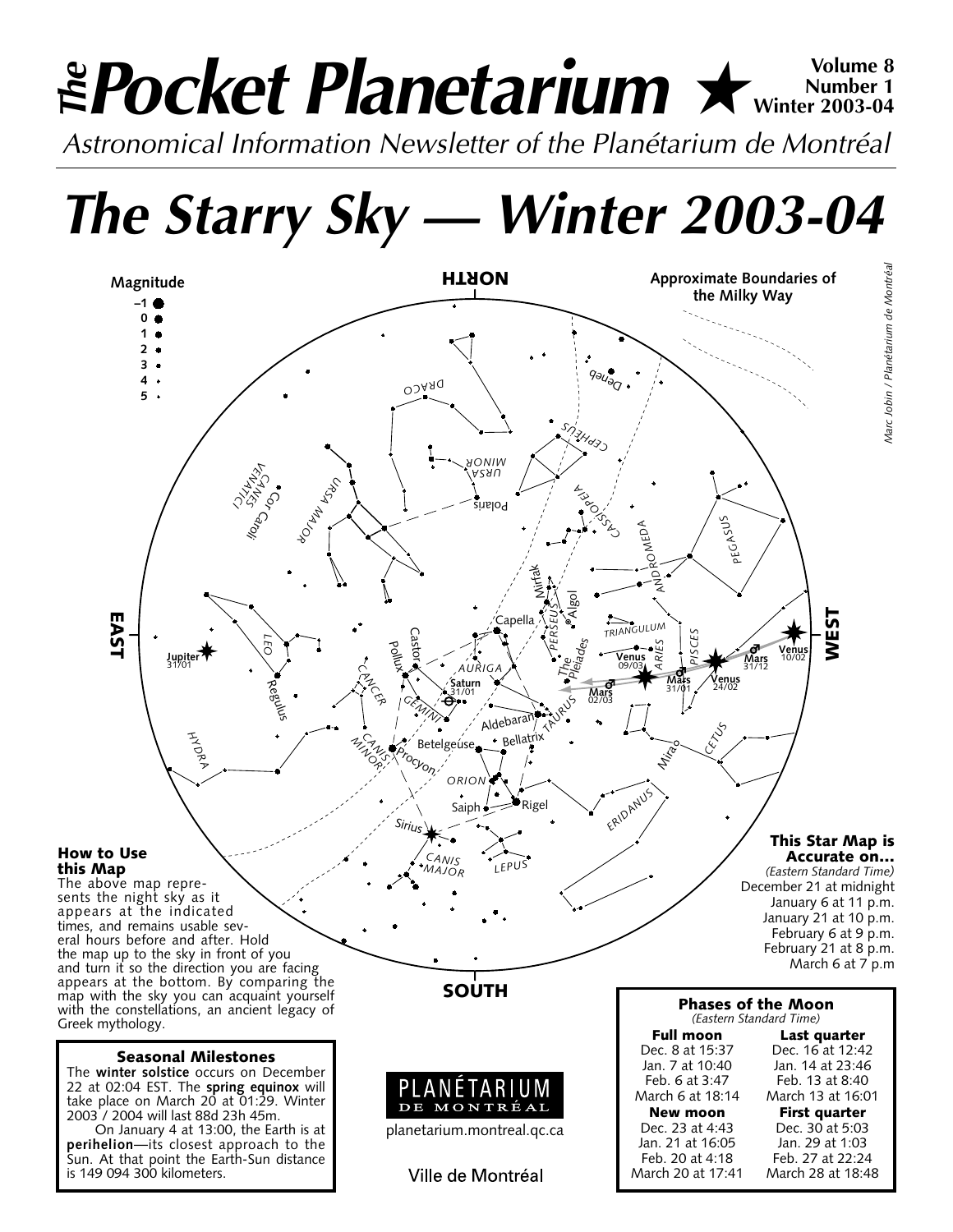# *The* Pocket Planetarium ★

**Volume 8**
**Number 1**
**Winter 2003-04**

*Astronomical Information Newsletter of the Planétarium de Montréal*

# *The Starry Sky — Winter 2003-04*

### How to Use this Map

The above map represents the night sky as it appears at the indicated times, and remains usable several hours before and after. Hold the map up to the sky in front of you and turn it so the direction you are facing appears at the bottom. By comparing the map with the sky you can acquaint yourself with the constellations, an ancient legacy of Greek mythology.

### This Star Map is Accurate on...

*(Eastern Standard Time)*

December 21 at midnight
January 6 at 11 p.m.
January 21 at 10 p.m.
February 6 at 9 p.m.
February 21 at 8 p.m.
March 6 at 7 p.m

### Seasonal Milestones

The **winter solstice** occurs on December 22 at 02:04 EST. The **spring equinox** will take place on March 20 at 01:29. Winter 2003 / 2004 will last 88d 23h 45m.

On January 4 at 13:00, the Earth is at **perihelion**—its closest approach to the Sun. At that point the Earth-Sun distance is 149 094 300 kilometers.

PLANÉTARIUM DE MONTRÉAL
planetarium.montreal.qc.ca

Ville de Montréal

### Phases of the Moon

*(Eastern Standard Time)*

| Full moon | Last quarter |
|---|---|
| Dec. 8 at 15:37 | Dec. 16 at 12:42 |
| Jan. 7 at 10:40 | Jan. 14 at 23:46 |
| Feb. 6 at 3:47 | Feb. 13 at 8:40 |
| March 6 at 18:14 | March 13 at 16:01 |
| **New moon** | **First quarter** |
| Dec. 23 at 4:43 | Dec. 30 at 5:03 |
| Jan. 21 at 16:05 | Jan. 29 at 1:03 |
| Feb. 20 at 4:18 | Feb. 27 at 22:24 |
| March 20 at 17:41 | March 28 at 18:48 |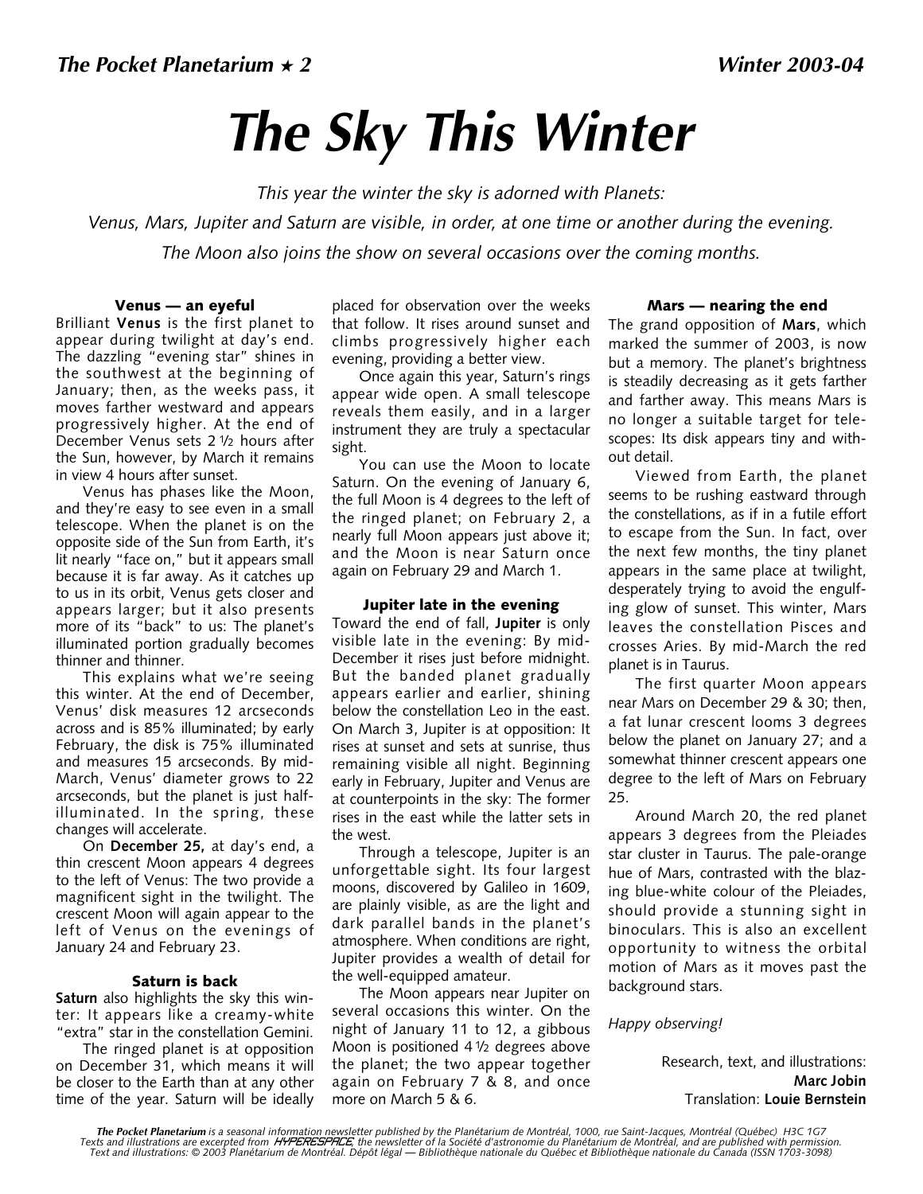# The Sky This Winter

*This year the winter the sky is adorned with Planets:*
*Venus, Mars, Jupiter and Saturn are visible, in order, at one time or another during the evening.*
*The Moon also joins the show on several occasions over the coming months.*

### Venus — an eyeful

Brilliant **Venus** is the first planet to appear during twilight at day's end. The dazzling "evening star" shines in the southwest at the beginning of January; then, as the weeks pass, it moves farther westward and appears progressively higher. At the end of December Venus sets 2 ½ hours after the Sun, however, by March it remains in view 4 hours after sunset.

Venus has phases like the Moon, and they're easy to see even in a small telescope. When the planet is on the opposite side of the Sun from Earth, it's lit nearly "face on," but it appears small because it is far away. As it catches up to us in its orbit, Venus gets closer and appears larger; but it also presents more of its "back" to us: The planet's illuminated portion gradually becomes thinner and thinner.

This explains what we're seeing this winter. At the end of December, Venus' disk measures 12 arcseconds across and is 85% illuminated; by early February, the disk is 75% illuminated and measures 15 arcseconds. By mid-March, Venus' diameter grows to 22 arcseconds, but the planet is just half-illuminated. In the spring, these changes will accelerate.

On **December 25,** at day's end, a thin crescent Moon appears 4 degrees to the left of Venus: The two provide a magnificent sight in the twilight. The crescent Moon will again appear to the left of Venus on the evenings of January 24 and February 23.

### Saturn is back

**Saturn** also highlights the sky this winter: It appears like a creamy-white "extra" star in the constellation Gemini.

The ringed planet is at opposition on December 31, which means it will be closer to the Earth than at any other time of the year. Saturn will be ideally placed for observation over the weeks that follow. It rises around sunset and climbs progressively higher each evening, providing a better view.

Once again this year, Saturn's rings appear wide open. A small telescope reveals them easily, and in a larger instrument they are truly a spectacular sight.

You can use the Moon to locate Saturn. On the evening of January 6, the full Moon is 4 degrees to the left of the ringed planet; on February 2, a nearly full Moon appears just above it; and the Moon is near Saturn once again on February 29 and March 1.

### Jupiter late in the evening

Toward the end of fall, **Jupiter** is only visible late in the evening: By mid-December it rises just before midnight. But the banded planet gradually appears earlier and earlier, shining below the constellation Leo in the east. On March 3, Jupiter is at opposition: It rises at sunset and sets at sunrise, thus remaining visible all night. Beginning early in February, Jupiter and Venus are at counterpoints in the sky: The former rises in the east while the latter sets in the west.

Through a telescope, Jupiter is an unforgettable sight. Its four largest moons, discovered by Galileo in 1609, are plainly visible, as are the light and dark parallel bands in the planet's atmosphere. When conditions are right, Jupiter provides a wealth of detail for the well-equipped amateur.

The Moon appears near Jupiter on several occasions this winter. On the night of January 11 to 12, a gibbous Moon is positioned 4 ½ degrees above the planet; the two appear together again on February 7 & 8, and once more on March 5 & 6.

### Mars — nearing the end

The grand opposition of **Mars**, which marked the summer of 2003, is now but a memory. The planet's brightness is steadily decreasing as it gets farther and farther away. This means Mars is no longer a suitable target for telescopes: Its disk appears tiny and without detail.

Viewed from Earth, the planet seems to be rushing eastward through the constellations, as if in a futile effort to escape from the Sun. In fact, over the next few months, the tiny planet appears in the same place at twilight, desperately trying to avoid the engulfing glow of sunset. This winter, Mars leaves the constellation Pisces and crosses Aries. By mid-March the red planet is in Taurus.

The first quarter Moon appears near Mars on December 29 & 30; then, a fat lunar crescent looms 3 degrees below the planet on January 27; and a somewhat thinner crescent appears one degree to the left of Mars on February 25.

Around March 20, the red planet appears 3 degrees from the Pleiades star cluster in Taurus. The pale-orange hue of Mars, contrasted with the blazing blue-white colour of the Pleiades, should provide a stunning sight in binoculars. This is also an excellent opportunity to witness the orbital motion of Mars as it moves past the background stars.

*Happy observing!*

Research, text, and illustrations: **Marc Jobin**
Translation: **Louie Bernstein**

***The Pocket Planetarium*** *is a seasonal information newsletter published by the Planétarium de Montréal, 1000, rue Saint-Jacques, Montréal (Québec) H3C 1G7*
*Texts and illustrations are excerpted from HYPERESPACE, the newsletter of la Société d'astronomie du Planétarium de Montréal, and are published with permission.*
*Text and illustrations: © 2003 Planétarium de Montréal. Dépôt légal — Bibliothèque nationale du Québec et Bibliothèque nationale du Canada (ISSN 1703-3098)*